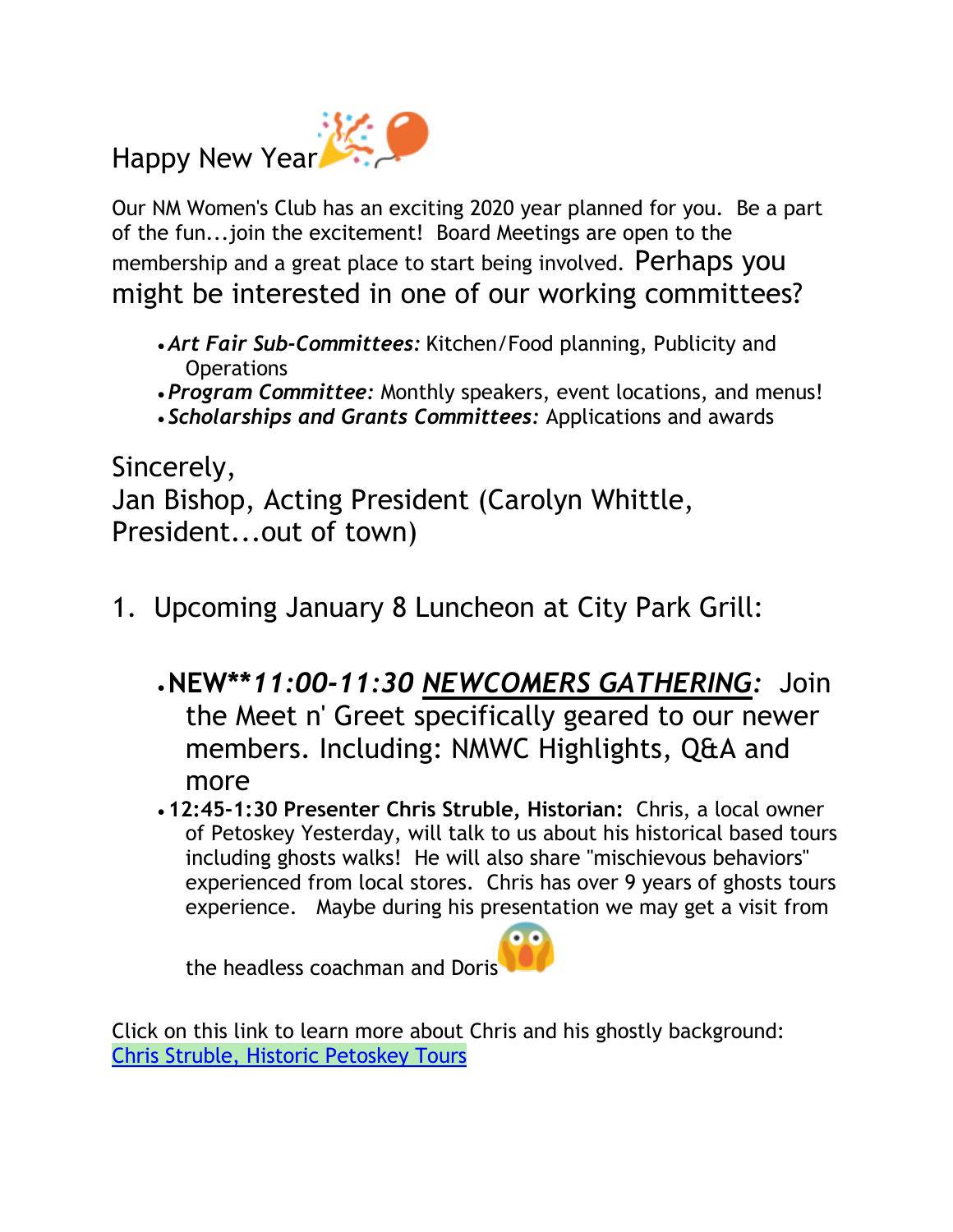Happy New Year 🎉🎈

Our NM Women's Club has an exciting 2020 year planned for you. Be a part of the fun...join the excitement! Board Meetings are open to the membership and a great place to start being involved. Perhaps you might be interested in one of our working committees?

- ***Art Fair Sub-Committees:*** Kitchen/Food planning, Publicity and Operations
- ***Program Committee:*** Monthly speakers, event locations, and menus!
- ***Scholarships and Grants Committees:*** Applications and awards

Sincerely,
Jan Bishop, Acting President (Carolyn Whittle, President...out of town)

1. Upcoming January 8 Luncheon at City Park Grill:

   - **NEW\*\****11:00-11:30* ***<u>NEWCOMERS GATHERING</u>:*** Join the Meet n' Greet specifically geared to our newer members. Including: NMWC Highlights, Q&A and more
   - **12:45-1:30 Presenter Chris Struble, Historian:** Chris, a local owner of Petoskey Yesterday, will talk to us about his historical based tours including ghosts walks! He will also share "mischievous behaviors" experienced from local stores. Chris has over 9 years of ghosts tours experience. Maybe during his presentation we may get a visit from the headless coachman and Doris 😱

Click on this link to learn more about Chris and his ghostly background: [Chris Struble, Historic Petoskey Tours]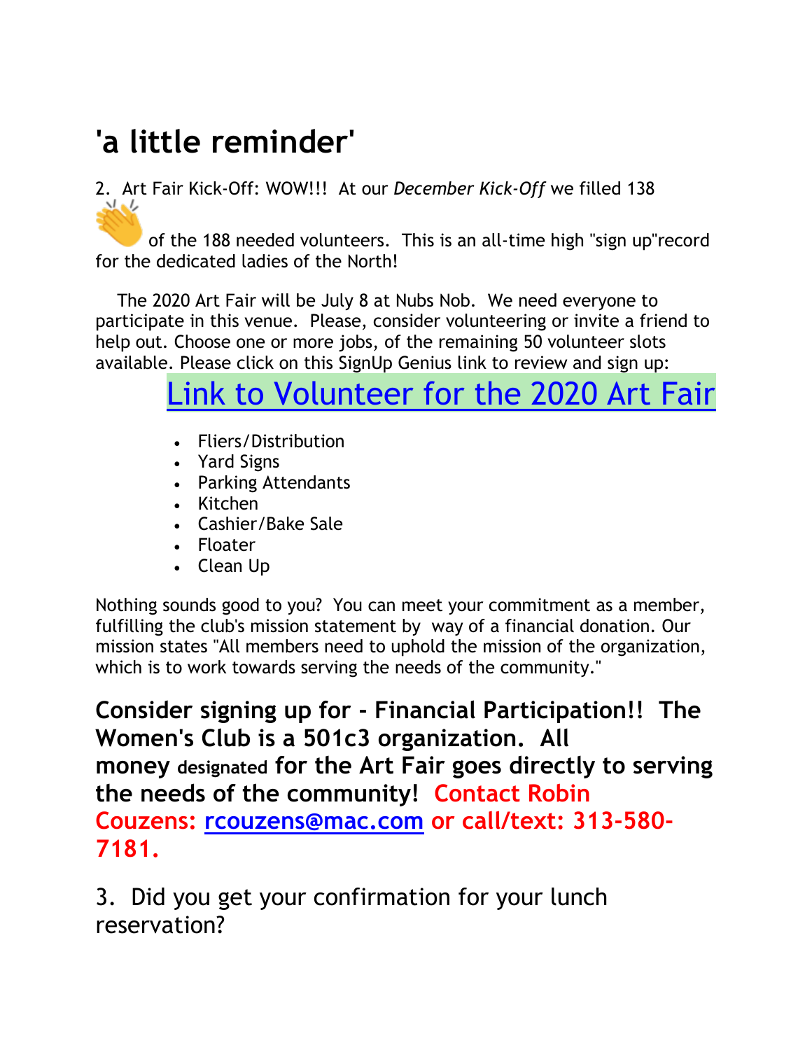# 'a little reminder'

2. Art Fair Kick-Off: WOW!!! At our *December Kick-Off* we filled 138 👏 of the 188 needed volunteers. This is an all-time high "sign up"record for the dedicated ladies of the North!

The 2020 Art Fair will be July 8 at Nubs Nob. We need everyone to participate in this venue. Please, consider volunteering or invite a friend to help out. Choose one or more jobs, of the remaining 50 volunteer slots available. Please click on this SignUp Genius link to review and sign up:

## Link to Volunteer for the 2020 Art Fair

- Fliers/Distribution
- Yard Signs
- Parking Attendants
- Kitchen
- Cashier/Bake Sale
- Floater
- Clean Up

Nothing sounds good to you? You can meet your commitment as a member, fulfilling the club's mission statement by way of a financial donation. Our mission states "All members need to uphold the mission of the organization, which is to work towards serving the needs of the community."

**Consider signing up for - Financial Participation!! The Women's Club is a 501c3 organization. All money designated for the Art Fair goes directly to serving the needs of the community! Contact Robin Couzens: rcouzens@mac.com or call/text: 313-580-7181.**

3. Did you get your confirmation for your lunch reservation?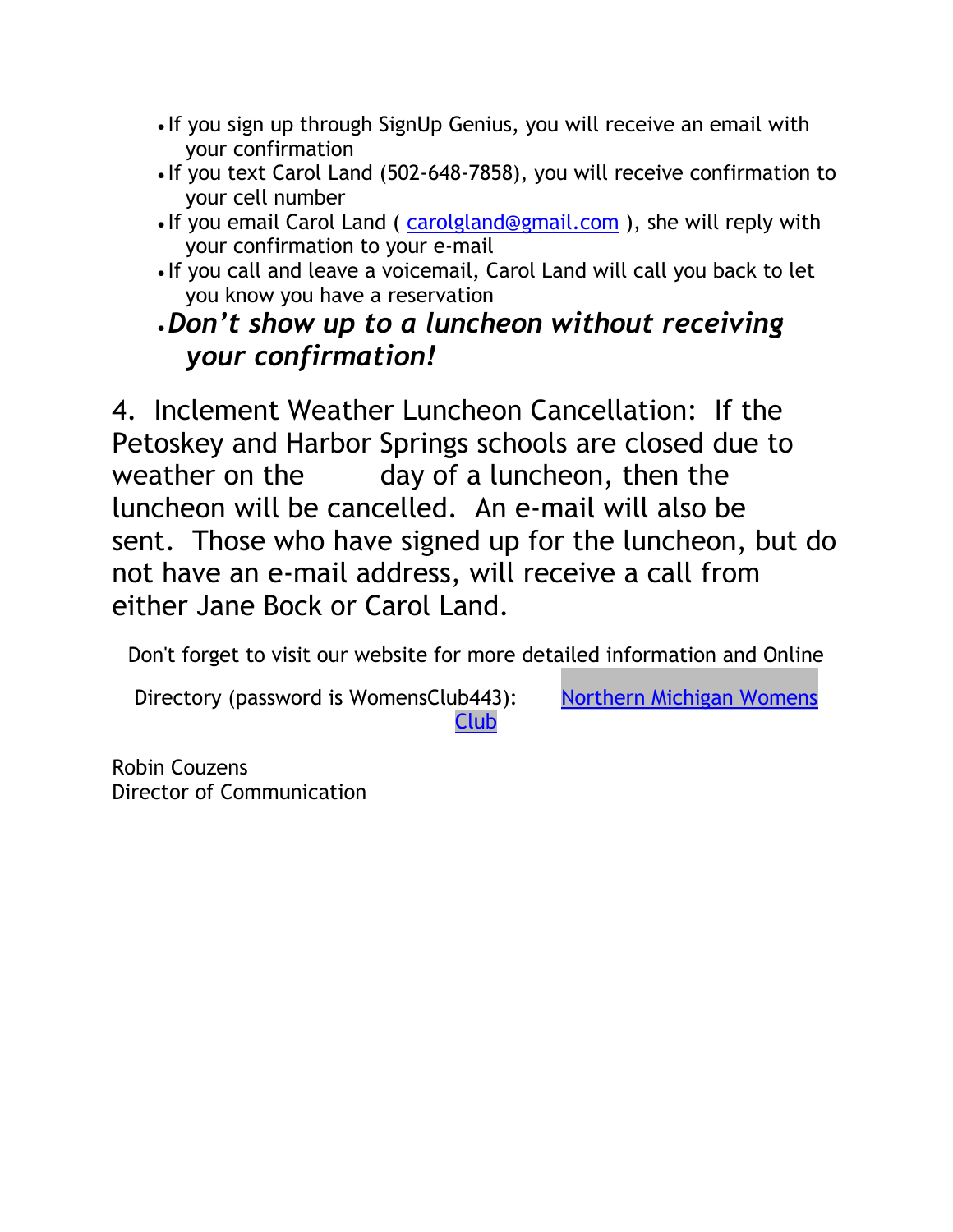- If you sign up through SignUp Genius, you will receive an email with your confirmation
- If you text Carol Land (502-648-7858), you will receive confirmation to your cell number
- If you email Carol Land ( carolgland@gmail.com ), she will reply with your confirmation to your e-mail
- If you call and leave a voicemail, Carol Land will call you back to let you know you have a reservation
- ***Don't show up to a luncheon without receiving your confirmation!***

4. Inclement Weather Luncheon Cancellation: If the Petoskey and Harbor Springs schools are closed due to weather on the day of a luncheon, then the luncheon will be cancelled. An e-mail will also be sent. Those who have signed up for the luncheon, but do not have an e-mail address, will receive a call from either Jane Bock or Carol Land.

Don't forget to visit our website for more detailed information and Online Directory (password is WomensClub443): Northern Michigan Womens Club

Robin Couzens
Director of Communication